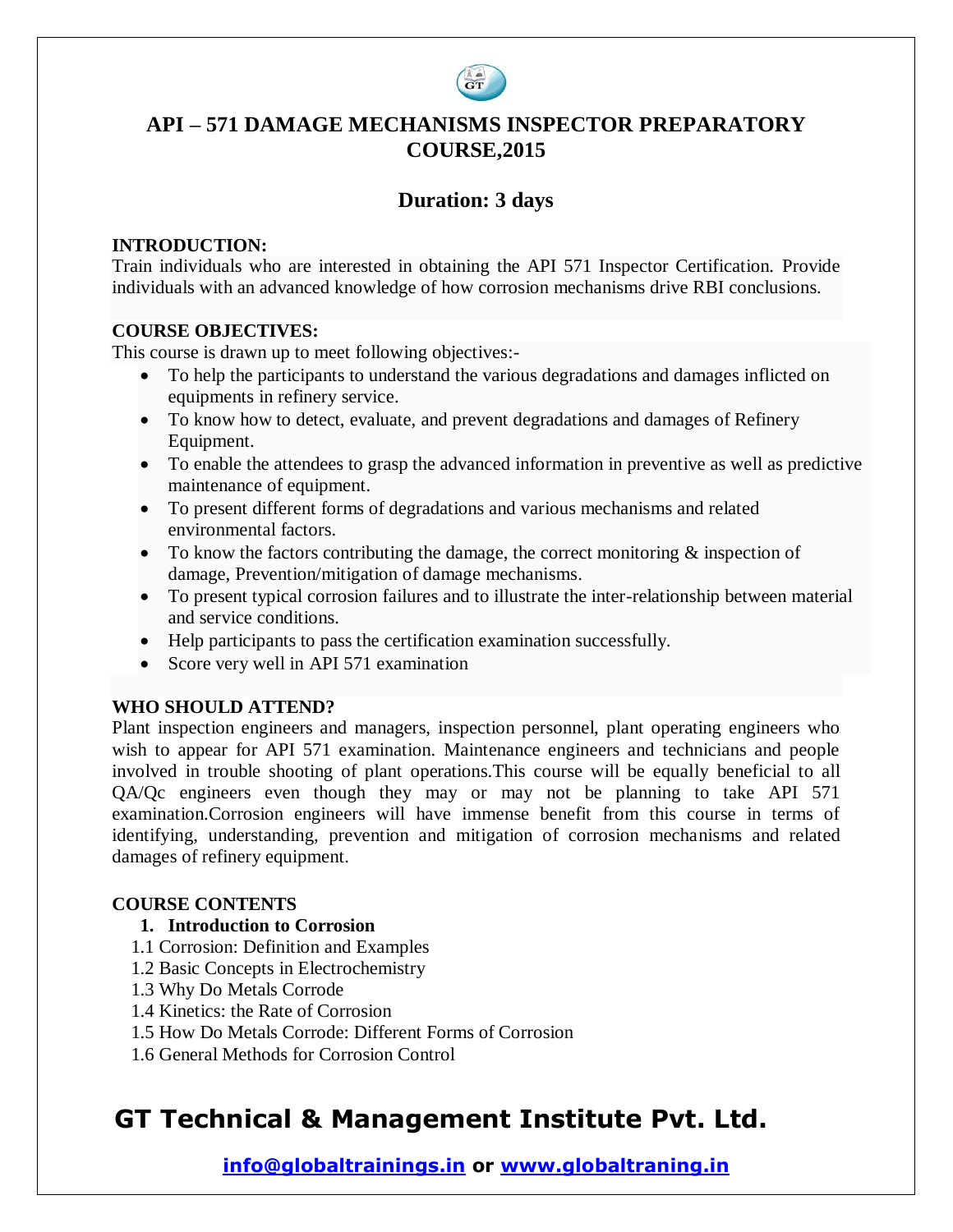# API – 571 DAMAGE MECHANISMS INSPECTOR PREPARATORY COURSE,2015

## Duration: 3 days

**INTRODUCTION:**

Train individuals who are interested in obtaining the API 571 Inspector Certification. Provide individuals with an advanced knowledge of how corrosion mechanisms drive RBI conclusions.

**COURSE OBJECTIVES:**

This course is drawn up to meet following objectives:-

- To help the participants to understand the various degradations and damages inflicted on equipments in refinery service.
- To know how to detect, evaluate, and prevent degradations and damages of Refinery Equipment.
- To enable the attendees to grasp the advanced information in preventive as well as predictive maintenance of equipment.
- To present different forms of degradations and various mechanisms and related environmental factors.
- To know the factors contributing the damage, the correct monitoring & inspection of damage, Prevention/mitigation of damage mechanisms.
- To present typical corrosion failures and to illustrate the inter-relationship between material and service conditions.
- Help participants to pass the certification examination successfully.
- Score very well in API 571 examination

**WHO SHOULD ATTEND?**

Plant inspection engineers and managers, inspection personnel, plant operating engineers who wish to appear for API 571 examination. Maintenance engineers and technicians and people involved in trouble shooting of plant operations.This course will be equally beneficial to all QA/Qc engineers even though they may or may not be planning to take API 571 examination.Corrosion engineers will have immense benefit from this course in terms of identifying, understanding, prevention and mitigation of corrosion mechanisms and related damages of refinery equipment.

**COURSE CONTENTS**

1. **Introduction to Corrosion**

1.1 Corrosion: Definition and Examples
1.2 Basic Concepts in Electrochemistry
1.3 Why Do Metals Corrode
1.4 Kinetics: the Rate of Corrosion
1.5 How Do Metals Corrode: Different Forms of Corrosion
1.6 General Methods for Corrosion Control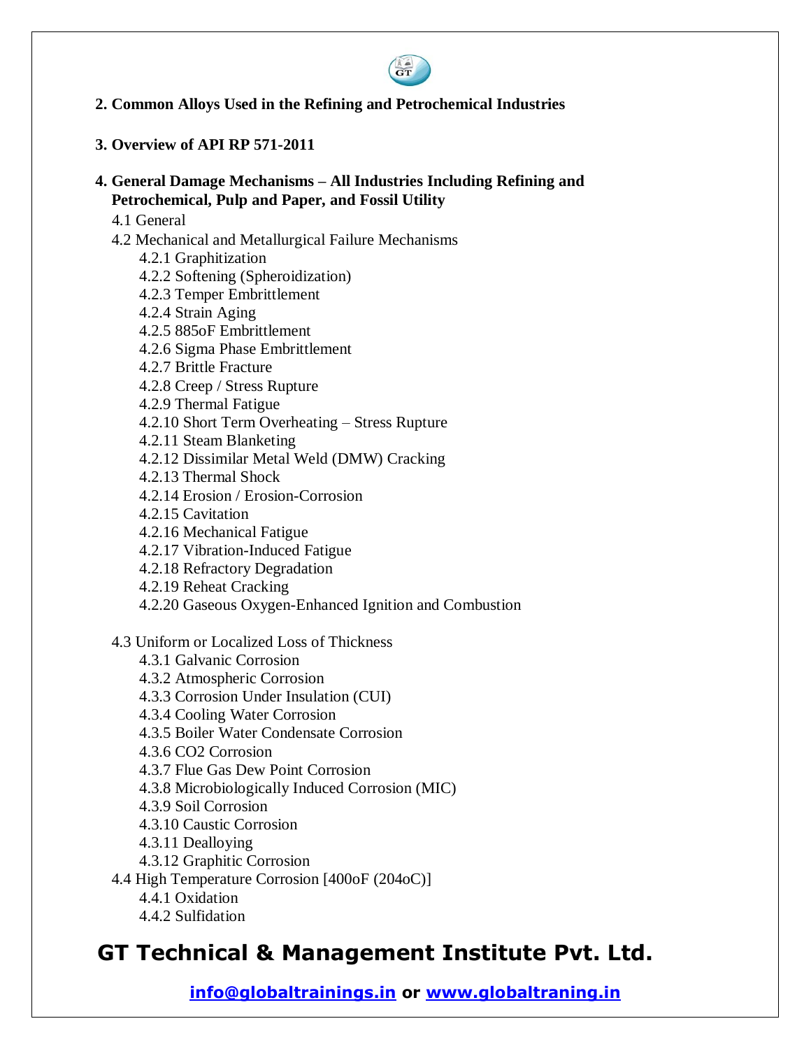**2. Common Alloys Used in the Refining and Petrochemical Industries**

**3. Overview of API RP 571-2011**

**4. General Damage Mechanisms – All Industries Including Refining and Petrochemical, Pulp and Paper, and Fossil Utility**

4.1 General

4.2 Mechanical and Metallurgical Failure Mechanisms

- 4.2.1 Graphitization
- 4.2.2 Softening (Spheroidization)
- 4.2.3 Temper Embrittlement
- 4.2.4 Strain Aging
- 4.2.5 885oF Embrittlement
- 4.2.6 Sigma Phase Embrittlement
- 4.2.7 Brittle Fracture
- 4.2.8 Creep / Stress Rupture
- 4.2.9 Thermal Fatigue
- 4.2.10 Short Term Overheating – Stress Rupture
- 4.2.11 Steam Blanketing
- 4.2.12 Dissimilar Metal Weld (DMW) Cracking
- 4.2.13 Thermal Shock
- 4.2.14 Erosion / Erosion-Corrosion
- 4.2.15 Cavitation
- 4.2.16 Mechanical Fatigue
- 4.2.17 Vibration-Induced Fatigue
- 4.2.18 Refractory Degradation
- 4.2.19 Reheat Cracking
- 4.2.20 Gaseous Oxygen-Enhanced Ignition and Combustion

4.3 Uniform or Localized Loss of Thickness

- 4.3.1 Galvanic Corrosion
- 4.3.2 Atmospheric Corrosion
- 4.3.3 Corrosion Under Insulation (CUI)
- 4.3.4 Cooling Water Corrosion
- 4.3.5 Boiler Water Condensate Corrosion
- 4.3.6 CO2 Corrosion
- 4.3.7 Flue Gas Dew Point Corrosion
- 4.3.8 Microbiologically Induced Corrosion (MIC)
- 4.3.9 Soil Corrosion
- 4.3.10 Caustic Corrosion
- 4.3.11 Dealloying
- 4.3.12 Graphitic Corrosion

4.4 High Temperature Corrosion [400oF (204oC)]

- 4.4.1 Oxidation
- 4.4.2 Sulfidation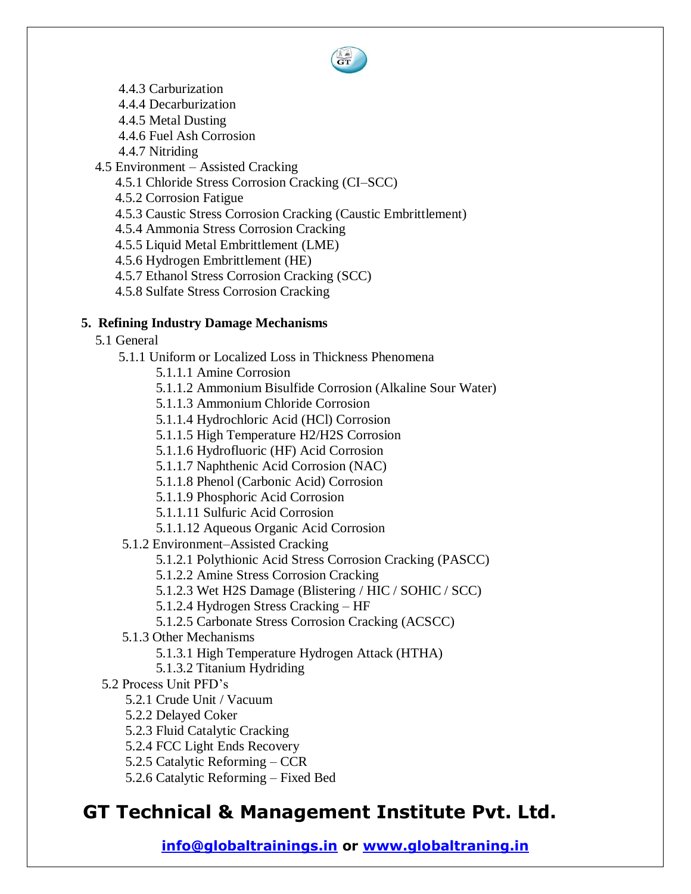- 4.4.3 Carburization
- 4.4.4 Decarburization
- 4.4.5 Metal Dusting
- 4.4.6 Fuel Ash Corrosion
- 4.4.7 Nitriding

4.5 Environment – Assisted Cracking

- 4.5.1 Chloride Stress Corrosion Cracking (CI–SCC)
- 4.5.2 Corrosion Fatigue
- 4.5.3 Caustic Stress Corrosion Cracking (Caustic Embrittlement)
- 4.5.4 Ammonia Stress Corrosion Cracking
- 4.5.5 Liquid Metal Embrittlement (LME)
- 4.5.6 Hydrogen Embrittlement (HE)
- 4.5.7 Ethanol Stress Corrosion Cracking (SCC)
- 4.5.8 Sulfate Stress Corrosion Cracking

## 5. Refining Industry Damage Mechanisms

5.1 General

5.1.1 Uniform or Localized Loss in Thickness Phenomena

- 5.1.1.1 Amine Corrosion
- 5.1.1.2 Ammonium Bisulfide Corrosion (Alkaline Sour Water)
- 5.1.1.3 Ammonium Chloride Corrosion
- 5.1.1.4 Hydrochloric Acid (HCl) Corrosion
- 5.1.1.5 High Temperature H2/H2S Corrosion
- 5.1.1.6 Hydrofluoric (HF) Acid Corrosion
- 5.1.1.7 Naphthenic Acid Corrosion (NAC)
- 5.1.1.8 Phenol (Carbonic Acid) Corrosion
- 5.1.1.9 Phosphoric Acid Corrosion
- 5.1.1.11 Sulfuric Acid Corrosion
- 5.1.1.12 Aqueous Organic Acid Corrosion

5.1.2 Environment–Assisted Cracking

- 5.1.2.1 Polythionic Acid Stress Corrosion Cracking (PASCC)
- 5.1.2.2 Amine Stress Corrosion Cracking
- 5.1.2.3 Wet H2S Damage (Blistering / HIC / SOHIC / SCC)
- 5.1.2.4 Hydrogen Stress Cracking – HF
- 5.1.2.5 Carbonate Stress Corrosion Cracking (ACSCC)

5.1.3 Other Mechanisms

- 5.1.3.1 High Temperature Hydrogen Attack (HTHA)
- 5.1.3.2 Titanium Hydriding

5.2 Process Unit PFD's

- 5.2.1 Crude Unit / Vacuum
- 5.2.2 Delayed Coker
- 5.2.3 Fluid Catalytic Cracking
- 5.2.4 FCC Light Ends Recovery
- 5.2.5 Catalytic Reforming – CCR
- 5.2.6 Catalytic Reforming – Fixed Bed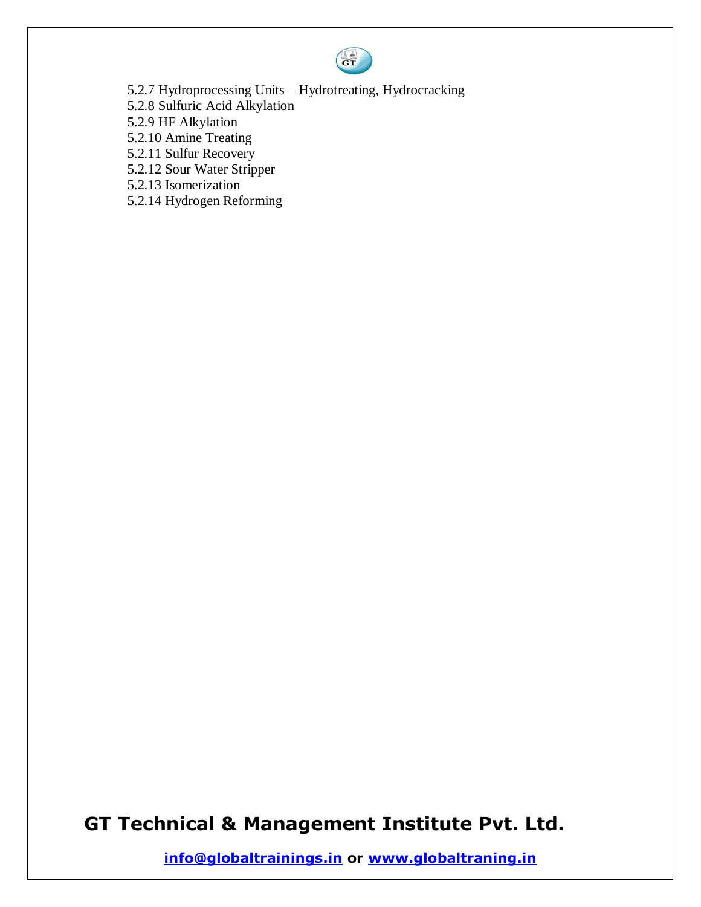5.2.7 Hydroprocessing Units – Hydrotreating, Hydrocracking
5.2.8 Sulfuric Acid Alkylation
5.2.9 HF Alkylation
5.2.10 Amine Treating
5.2.11 Sulfur Recovery
5.2.12 Sour Water Stripper
5.2.13 Isomerization
5.2.14 Hydrogen Reforming